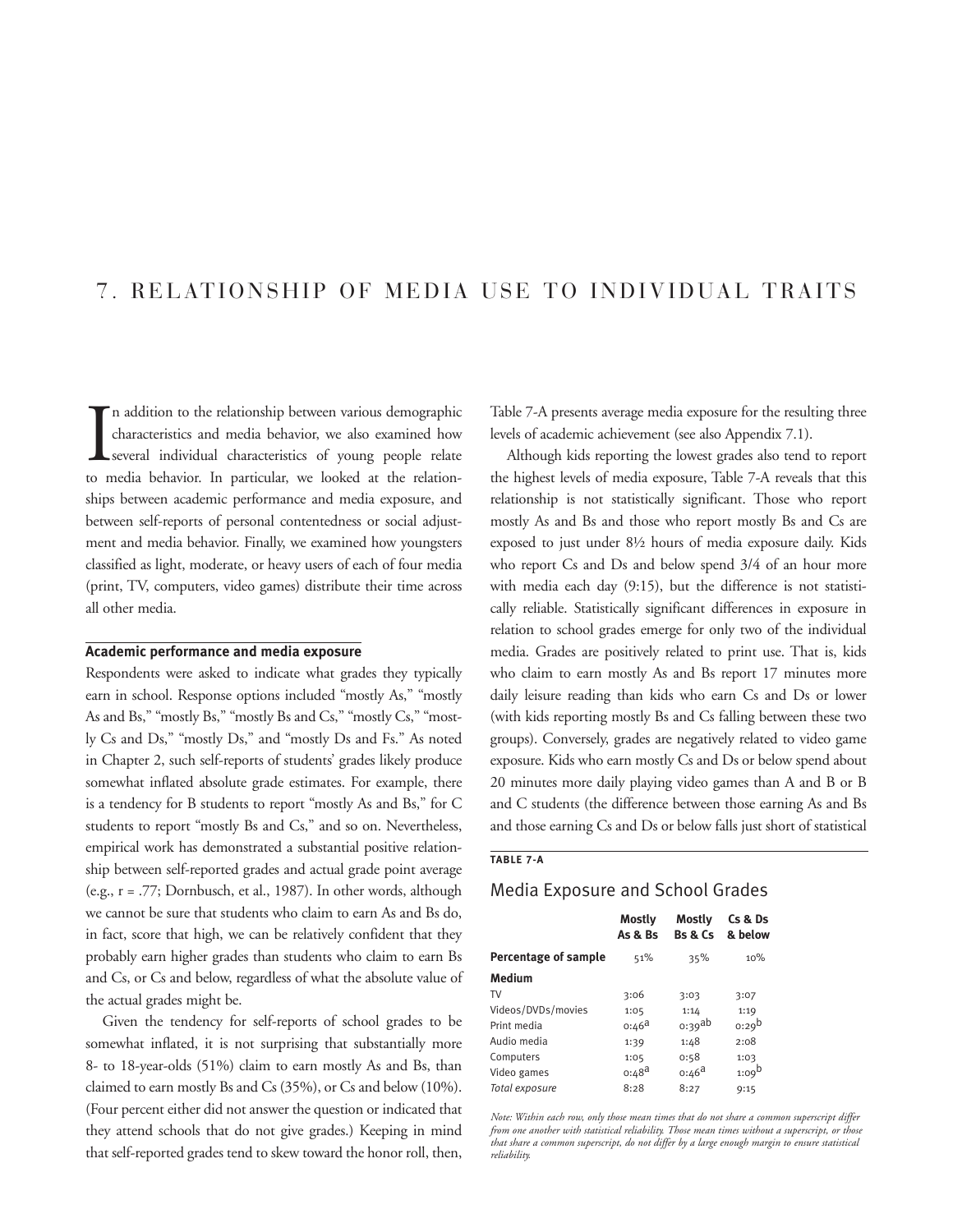# 7. RELATIONSHIP OF MEDIA USE TO INDIVIDUAL TRAITS

In addition to the relationship between various demographic characteristics and media behavior, we also examined how several individual characteristics of young people relate to media behavior. In particular, we looked at the relationships between academic performance and media exposure, and between self-reports of personal contentedness or social adjustment and media behavior. Finally, we examined how youngsters classified as light, moderate, or heavy users of each of four media (print, TV, computers, video games) distribute their time across all other media.

## Academic performance and media exposure

Respondents were asked to indicate what grades they typically earn in school. Response options included "mostly As," "mostly As and Bs," "mostly Bs," "mostly Bs and Cs," "mostly Cs," "mostly Cs and Ds," "mostly Ds," and "mostly Ds and Fs." As noted in Chapter 2, such self-reports of students' grades likely produce somewhat inflated absolute grade estimates. For example, there is a tendency for B students to report "mostly As and Bs," for C students to report "mostly Bs and Cs," and so on. Nevertheless, empirical work has demonstrated a substantial positive relationship between self-reported grades and actual grade point average (e.g., r = .77; Dornbusch, et al., 1987). In other words, although we cannot be sure that students who claim to earn As and Bs do, in fact, score that high, we can be relatively confident that they probably earn higher grades than students who claim to earn Bs and Cs, or Cs and below, regardless of what the absolute value of the actual grades might be.

Given the tendency for self-reports of school grades to be somewhat inflated, it is not surprising that substantially more 8- to 18-year-olds (51%) claim to earn mostly As and Bs, than claimed to earn mostly Bs and Cs (35%), or Cs and below (10%). (Four percent either did not answer the question or indicated that they attend schools that do not give grades.) Keeping in mind that self-reported grades tend to skew toward the honor roll, then, Table 7-A presents average media exposure for the resulting three levels of academic achievement (see also Appendix 7.1).

Although kids reporting the lowest grades also tend to report the highest levels of media exposure, Table 7-A reveals that this relationship is not statistically significant. Those who report mostly As and Bs and those who report mostly Bs and Cs are exposed to just under 8½ hours of media exposure daily. Kids who report Cs and Ds and below spend 3/4 of an hour more with media each day (9:15), but the difference is not statistically reliable. Statistically significant differences in exposure in relation to school grades emerge for only two of the individual media. Grades are positively related to print use. That is, kids who claim to earn mostly As and Bs report 17 minutes more daily leisure reading than kids who earn Cs and Ds or lower (with kids reporting mostly Bs and Cs falling between these two groups). Conversely, grades are negatively related to video game exposure. Kids who earn mostly Cs and Ds or below spend about 20 minutes more daily playing video games than A and B or B and C students (the difference between those earning As and Bs and those earning Cs and Ds or below falls just short of statistical

**TABLE 7-A**

### Media Exposure and School Grades

| | Mostly As & Bs | Mostly Bs & Cs | Cs & Ds & below |
|---|---|---|---|
| **Percentage of sample** | 51% | 35% | 10% |
| **Medium** | | | |
| TV | 3:06 | 3:03 | 3:07 |
| Videos/DVDs/movies | 1:05 | 1:14 | 1:19 |
| Print media | 0:46[a] | 0:39[ab] | 0:29[b] |
| Audio media | 1:39 | 1:48 | 2:08 |
| Computers | 1:05 | 0:58 | 1:03 |
| Video games | 0:48[a] | 0:46[a] | 1:09[b] |
| *Total exposure* | 8:28 | 8:27 | 9:15 |

*Note: Within each row, only those mean times that do not share a common superscript differ from one another with statistical reliability. Those mean times without a superscript, or those that share a common superscript, do not differ by a large enough margin to ensure statistical reliability.*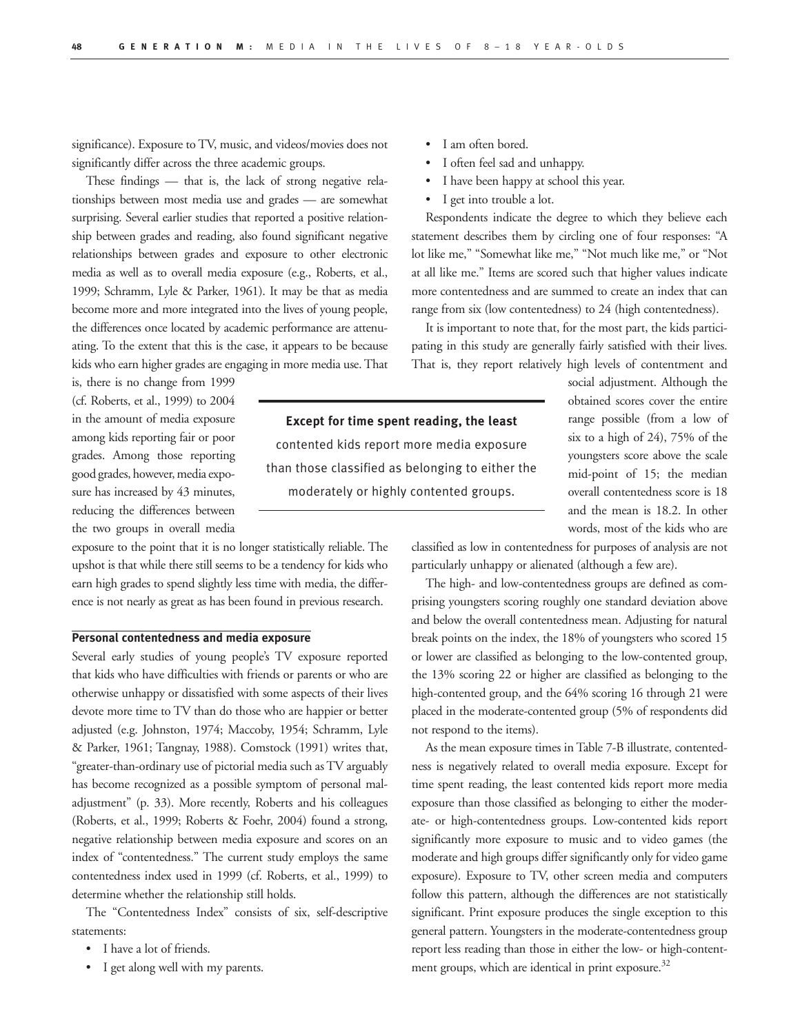significance). Exposure to TV, music, and videos/movies does not significantly differ across the three academic groups.

These findings — that is, the lack of strong negative relationships between most media use and grades — are somewhat surprising. Several earlier studies that reported a positive relationship between grades and reading, also found significant negative relationships between grades and exposure to other electronic media as well as to overall media exposure (e.g., Roberts, et al., 1999; Schramm, Lyle & Parker, 1961). It may be that as media become more and more integrated into the lives of young people, the differences once located by academic performance are attenuating. To the extent that this is the case, it appears to be because kids who earn higher grades are engaging in more media use. That is, there is no change from 1999 (cf. Roberts, et al., 1999) to 2004 in the amount of media exposure among kids reporting fair or poor grades. Among those reporting good grades, however, media exposure has increased by 43 minutes, reducing the differences between the two groups in overall media exposure to the point that it is no longer statistically reliable. The upshot is that while there still seems to be a tendency for kids who earn high grades to spend slightly less time with media, the difference is not nearly as great as has been found in previous research.

**Except for time spent reading, the least** contented kids report more media exposure than those classified as belonging to either the moderately or highly contented groups.

## Personal contentedness and media exposure

Several early studies of young people's TV exposure reported that kids who have difficulties with friends or parents or who are otherwise unhappy or dissatisfied with some aspects of their lives devote more time to TV than do those who are happier or better adjusted (e.g. Johnston, 1974; Maccoby, 1954; Schramm, Lyle & Parker, 1961; Tangnay, 1988). Comstock (1991) writes that, "greater-than-ordinary use of pictorial media such as TV arguably has become recognized as a possible symptom of personal maladjustment" (p. 33). More recently, Roberts and his colleagues (Roberts, et al., 1999; Roberts & Foehr, 2004) found a strong, negative relationship between media exposure and scores on an index of "contentedness." The current study employs the same contentedness index used in 1999 (cf. Roberts, et al., 1999) to determine whether the relationship still holds.

The "Contentedness Index" consists of six, self-descriptive statements:

- I have a lot of friends.
- I get along well with my parents.
- I am often bored.
- I often feel sad and unhappy.
- I have been happy at school this year.
- I get into trouble a lot.

Respondents indicate the degree to which they believe each statement describes them by circling one of four responses: "A lot like me," "Somewhat like me," "Not much like me," or "Not at all like me." Items are scored such that higher values indicate more contentedness and are summed to create an index that can range from six (low contentedness) to 24 (high contentedness).

It is important to note that, for the most part, the kids participating in this study are generally fairly satisfied with their lives. That is, they report relatively high levels of contentment and social adjustment. Although the obtained scores cover the entire range possible (from a low of six to a high of 24), 75% of the youngsters score above the scale mid-point of 15; the median overall contentedness score is 18 and the mean is 18.2. In other words, most of the kids who are classified as low in contentedness for purposes of analysis are not particularly unhappy or alienated (although a few are).

The high- and low-contentedness groups are defined as comprising youngsters scoring roughly one standard deviation above and below the overall contentedness mean. Adjusting for natural break points on the index, the 18% of youngsters who scored 15 or lower are classified as belonging to the low-contented group, the 13% scoring 22 or higher are classified as belonging to the high-contented group, and the 64% scoring 16 through 21 were placed in the moderate-contented group (5% of respondents did not respond to the items).

As the mean exposure times in Table 7-B illustrate, contentedness is negatively related to overall media exposure. Except for time spent reading, the least contented kids report more media exposure than those classified as belonging to either the moderate- or high-contentedness groups. Low-contented kids report significantly more exposure to music and to video games (the moderate and high groups differ significantly only for video game exposure). Exposure to TV, other screen media and computers follow this pattern, although the differences are not statistically significant. Print exposure produces the single exception to this general pattern. Youngsters in the moderate-contentedness group report less reading than those in either the low- or high-contentment groups, which are identical in print exposure.[32]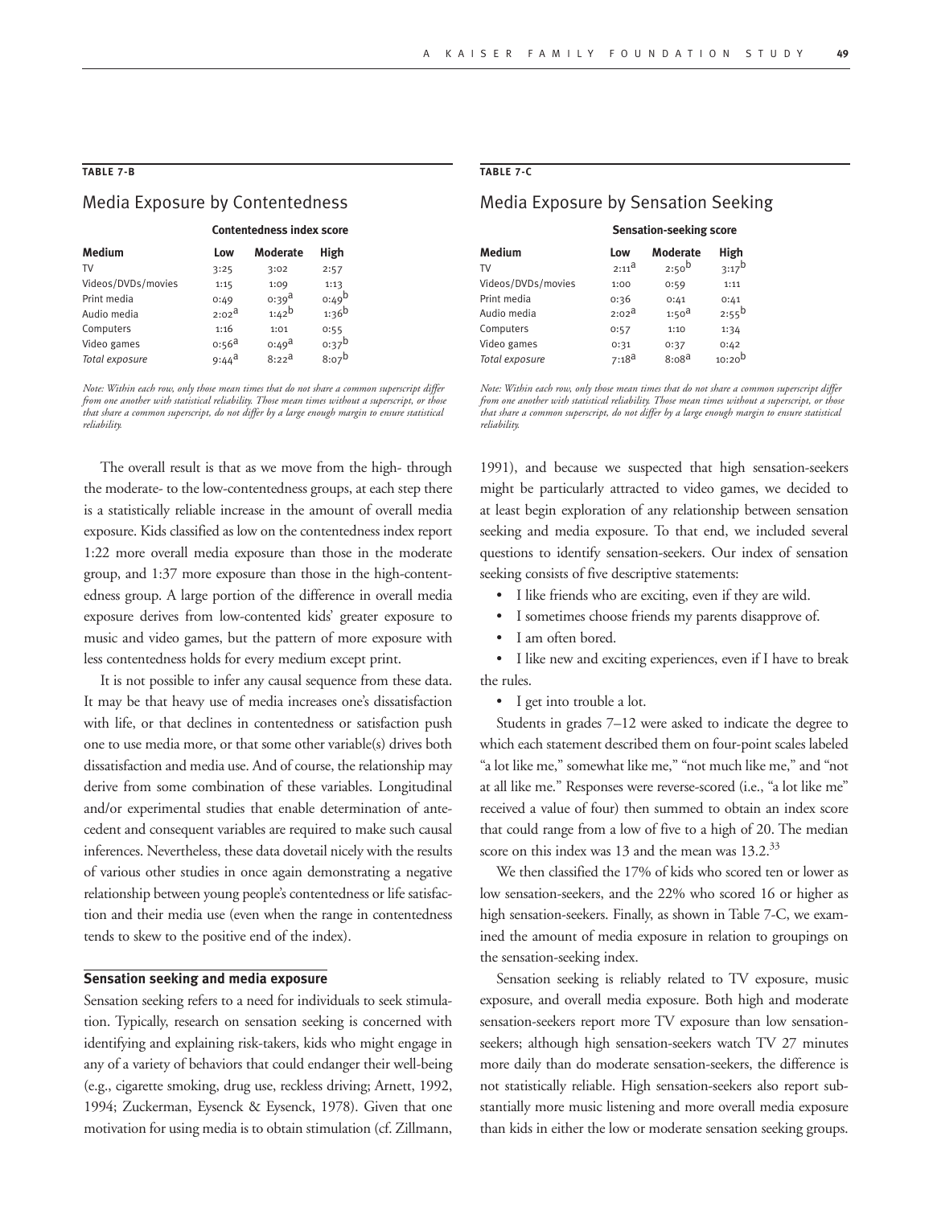**TABLE 7-B**

## Media Exposure by Contentedness

| Medium | Contentedness index score | | |
|---|---|---|---|
| | Low | Moderate | High |
| TV | 3:25 | 3:02 | 2:57 |
| Videos/DVDs/movies | 1:15 | 1:09 | 1:13 |
| Print media | 0:49 | 0:39^a | 0:49^b |
| Audio media | 2:02^a | 1:42^b | 1:36^b |
| Computers | 1:16 | 1:01 | 0:55 |
| Video games | 0:56^a | 0:49^a | 0:37^b |
| *Total exposure* | 9:44^a | 8:22^a | 8:07^b |

*Note: Within each row, only those mean times that do not share a common superscript differ from one another with statistical reliability. Those mean times without a superscript, or those that share a common superscript, do not differ by a large enough margin to ensure statistical reliability.*

The overall result is that as we move from the high- through the moderate- to the low-contentedness groups, at each step there is a statistically reliable increase in the amount of overall media exposure. Kids classified as low on the contentedness index report 1:22 more overall media exposure than those in the moderate group, and 1:37 more exposure than those in the high-contentedness group. A large portion of the difference in overall media exposure derives from low-contented kids' greater exposure to music and video games, but the pattern of more exposure with less contentedness holds for every medium except print.

It is not possible to infer any causal sequence from these data. It may be that heavy use of media increases one's dissatisfaction with life, or that declines in contentedness or satisfaction push one to use media more, or that some other variable(s) drives both dissatisfaction and media use. And of course, the relationship may derive from some combination of these variables. Longitudinal and/or experimental studies that enable determination of antecedent and consequent variables are required to make such causal inferences. Nevertheless, these data dovetail nicely with the results of various other studies in once again demonstrating a negative relationship between young people's contentedness or life satisfaction and their media use (even when the range in contentedness tends to skew to the positive end of the index).

### Sensation seeking and media exposure

Sensation seeking refers to a need for individuals to seek stimulation. Typically, research on sensation seeking is concerned with identifying and explaining risk-takers, kids who might engage in any of a variety of behaviors that could endanger their well-being (e.g., cigarette smoking, drug use, reckless driving; Arnett, 1992, 1994; Zuckerman, Eysenck & Eysenck, 1978). Given that one motivation for using media is to obtain stimulation (cf. Zillmann, 1991), and because we suspected that high sensation-seekers might be particularly attracted to video games, we decided to at least begin exploration of any relationship between sensation seeking and media exposure. To that end, we included several questions to identify sensation-seekers. Our index of sensation seeking consists of five descriptive statements:

- I like friends who are exciting, even if they are wild.
- I sometimes choose friends my parents disapprove of.
- I am often bored.
- I like new and exciting experiences, even if I have to break the rules.
- I get into trouble a lot.

Students in grades 7–12 were asked to indicate the degree to which each statement described them on four-point scales labeled "a lot like me," somewhat like me," "not much like me," and "not at all like me." Responses were reverse-scored (i.e., "a lot like me" received a value of four) then summed to obtain an index score that could range from a low of five to a high of 20. The median score on this index was 13 and the mean was 13.2.[33]

**TABLE 7-C**

## Media Exposure by Sensation Seeking

| Medium | Sensation-seeking score | | |
|---|---|---|---|
| | Low | Moderate | High |
| TV | 2:11^a | 2:50^b | 3:17^b |
| Videos/DVDs/movies | 1:00 | 0:59 | 1:11 |
| Print media | 0:36 | 0:41 | 0:41 |
| Audio media | 2:02^a | 1:50^a | 2:55^b |
| Computers | 0:57 | 1:10 | 1:34 |
| Video games | 0:31 | 0:37 | 0:42 |
| *Total exposure* | 7:18^a | 8:08^a | 10:20^b |

*Note: Within each row, only those mean times that do not share a common superscript differ from one another with statistical reliability. Those mean times without a superscript, or those that share a common superscript, do not differ by a large enough margin to ensure statistical reliability.*

We then classified the 17% of kids who scored ten or lower as low sensation-seekers, and the 22% who scored 16 or higher as high sensation-seekers. Finally, as shown in Table 7-C, we examined the amount of media exposure in relation to groupings on the sensation-seeking index.

Sensation seeking is reliably related to TV exposure, music exposure, and overall media exposure. Both high and moderate sensation-seekers report more TV exposure than low sensation-seekers; although high sensation-seekers watch TV 27 minutes more daily than do moderate sensation-seekers, the difference is not statistically reliable. High sensation-seekers also report substantially more music listening and more overall media exposure than kids in either the low or moderate sensation seeking groups.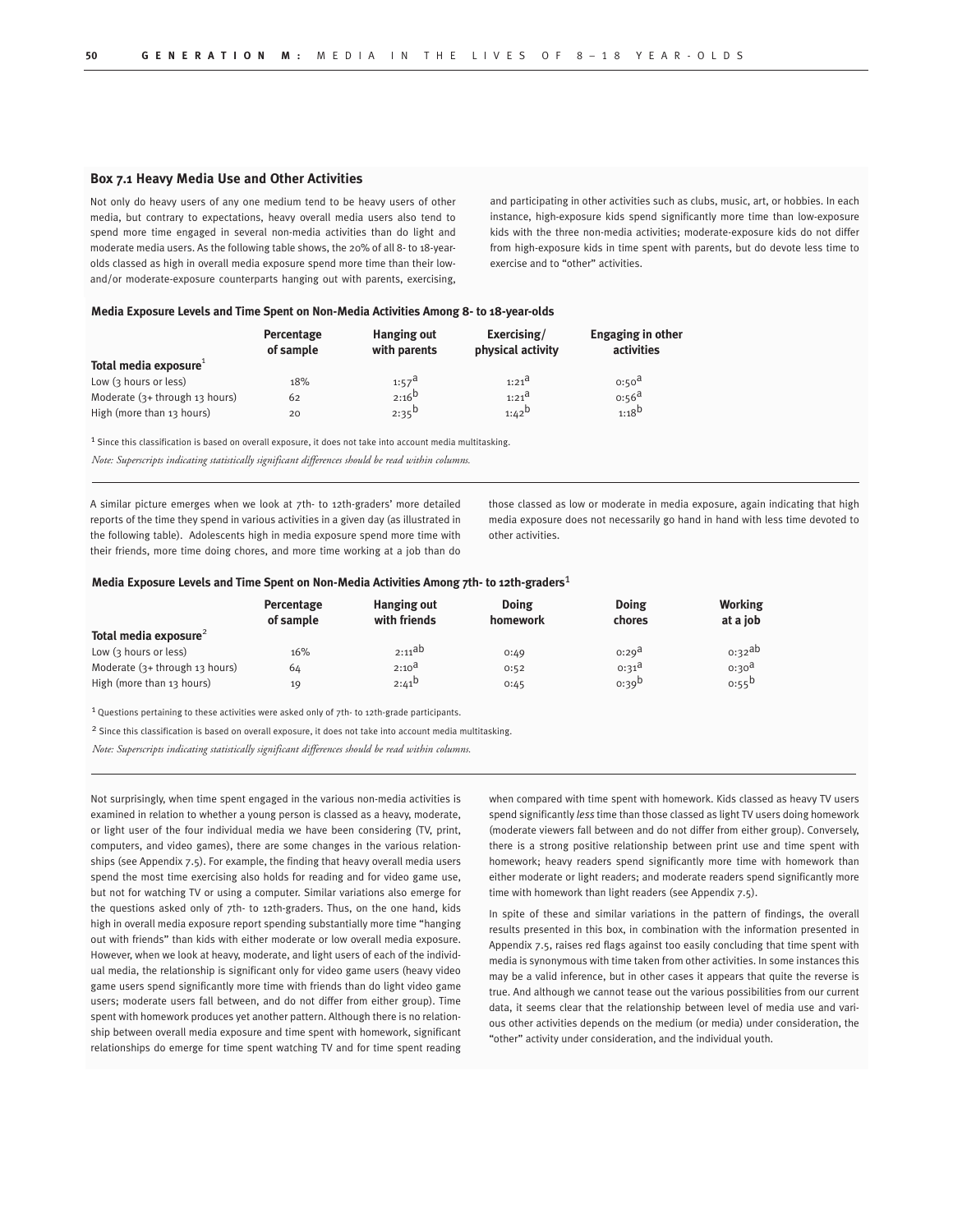## Box 7.1 Heavy Media Use and Other Activities

Not only do heavy users of any one medium tend to be heavy users of other media, but contrary to expectations, heavy overall media users also tend to spend more time engaged in several non-media activities than do light and moderate media users. As the following table shows, the 20% of all 8- to 18-year-olds classed as high in overall media exposure spend more time than their low- and/or moderate-exposure counterparts hanging out with parents, exercising, and participating in other activities such as clubs, music, art, or hobbies. In each instance, high-exposure kids spend significantly more time than low-exposure kids with the three non-media activities; moderate-exposure kids do not differ from high-exposure kids in time spent with parents, but do devote less time to exercise and to "other" activities.

**Media Exposure Levels and Time Spent on Non-Media Activities Among 8- to 18-year-olds**

| Total media exposure[1] | Percentage of sample | Hanging out with parents | Exercising/ physical activity | Engaging in other activities |
|---|---|---|---|---|
| Low (3 hours or less) | 18% | 1:57[a] | 1:21[a] | 0:50[a] |
| Moderate (3+ through 13 hours) | 62 | 2:16[b] | 1:21[a] | 0:56[a] |
| High (more than 13 hours) | 20 | 2:35[b] | 1:42[b] | 1:18[b] |

[1] Since this classification is based on overall exposure, it does not take into account media multitasking.

*Note: Superscripts indicating statistically significant differences should be read within columns.*

A similar picture emerges when we look at 7th- to 12th-graders' more detailed reports of the time they spend in various activities in a given day (as illustrated in the following table). Adolescents high in media exposure spend more time with their friends, more time doing chores, and more time working at a job than do those classed as low or moderate in media exposure, again indicating that high media exposure does not necessarily go hand in hand with less time devoted to other activities.

**Media Exposure Levels and Time Spent on Non-Media Activities Among 7th- to 12th-graders[1]**

| Total media exposure[2] | Percentage of sample | Hanging out with friends | Doing homework | Doing chores | Working at a job |
|---|---|---|---|---|---|
| Low (3 hours or less) | 16% | 2:11[ab] | 0:49 | 0:29[a] | 0:32[ab] |
| Moderate (3+ through 13 hours) | 64 | 2:10[a] | 0:52 | 0:31[a] | 0:30[a] |
| High (more than 13 hours) | 19 | 2:41[b] | 0:45 | 0:39[b] | 0:55[b] |

[1] Questions pertaining to these activities were asked only of 7th- to 12th-grade participants.

[2] Since this classification is based on overall exposure, it does not take into account media multitasking.

*Note: Superscripts indicating statistically significant differences should be read within columns.*

Not surprisingly, when time spent engaged in the various non-media activities is examined in relation to whether a young person is classed as a heavy, moderate, or light user of the four individual media we have been considering (TV, print, computers, and video games), there are some changes in the various relationships (see Appendix 7.5). For example, the finding that heavy overall media users spend the most time exercising also holds for reading and for video game use, but not for watching TV or using a computer. Similar variations also emerge for the questions asked only of 7th- to 12th-graders. Thus, on the one hand, kids high in overall media exposure report spending substantially more time "hanging out with friends" than kids with either moderate or low overall media exposure. However, when we look at heavy, moderate, and light users of each of the individual media, the relationship is significant only for video game users (heavy video game users spend significantly more time with friends than do light video game users; moderate users fall between, and do not differ from either group). Time spent with homework produces yet another pattern. Although there is no relationship between overall media exposure and time spent with homework, significant relationships do emerge for time spent watching TV and for time spent reading when compared with time spent with homework. Kids classed as heavy TV users spend significantly *less* time than those classed as light TV users doing homework (moderate viewers fall between and do not differ from either group). Conversely, there is a strong positive relationship between print use and time spent with homework; heavy readers spend significantly more time with homework than either moderate or light readers; and moderate readers spend significantly more time with homework than light readers (see Appendix 7.5).

In spite of these and similar variations in the pattern of findings, the overall results presented in this box, in combination with the information presented in Appendix 7.5, raises red flags against too easily concluding that time spent with media is synonymous with time taken from other activities. In some instances this may be a valid inference, but in other cases it appears that quite the reverse is true. And although we cannot tease out the various possibilities from our current data, it seems clear that the relationship between level of media use and various other activities depends on the medium (or media) under consideration, the "other" activity under consideration, and the individual youth.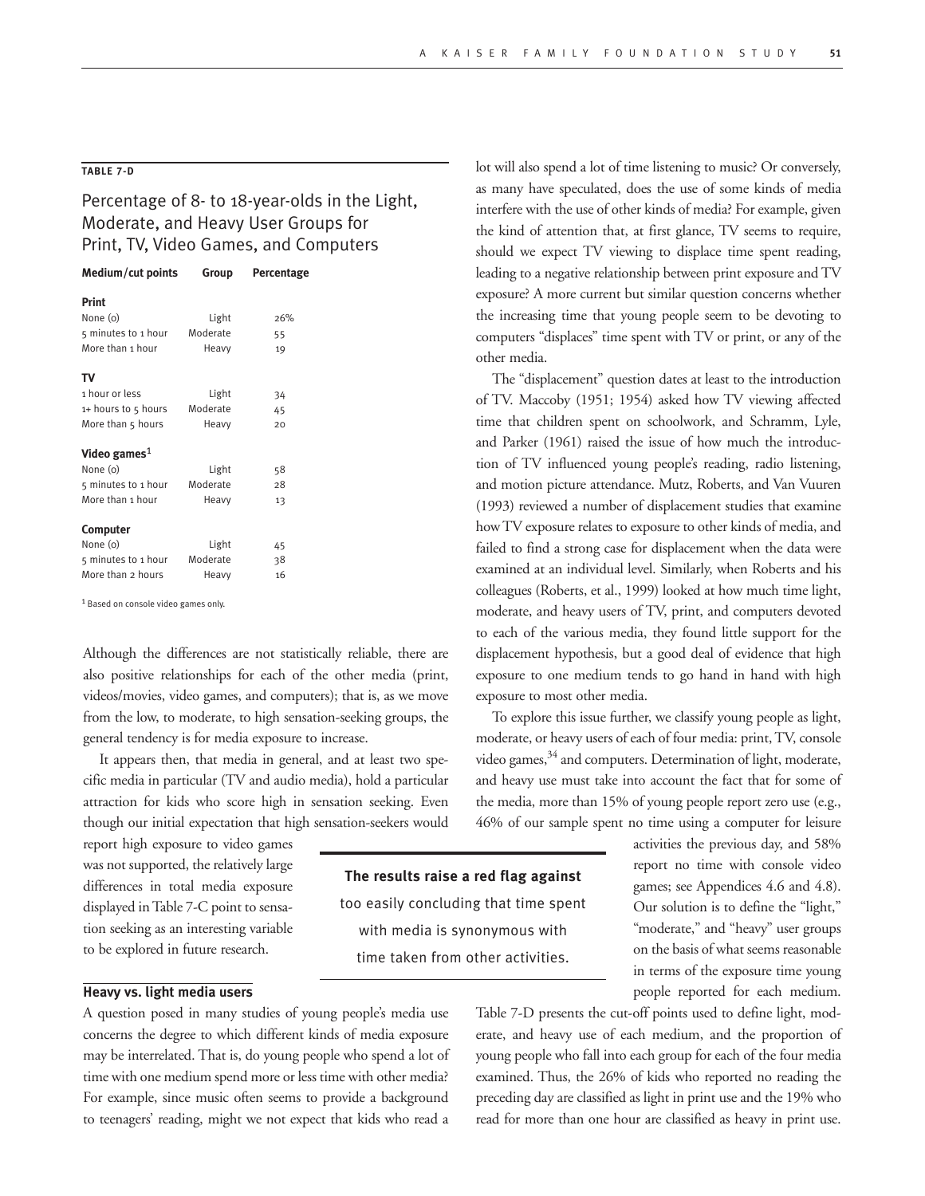**TABLE 7-D**

## Percentage of 8- to 18-year-olds in the Light, Moderate, and Heavy User Groups for Print, TV, Video Games, and Computers

| Medium/cut points | Group | Percentage |
|---|---|---|
| **Print** | | |
| None (0) | Light | 26% |
| 5 minutes to 1 hour | Moderate | 55 |
| More than 1 hour | Heavy | 19 |
| **TV** | | |
| 1 hour or less | Light | 34 |
| 1+ hours to 5 hours | Moderate | 45 |
| More than 5 hours | Heavy | 20 |
| **Video games**[1] | | |
| None (0) | Light | 58 |
| 5 minutes to 1 hour | Moderate | 28 |
| More than 1 hour | Heavy | 13 |
| **Computer** | | |
| None (0) | Light | 45 |
| 5 minutes to 1 hour | Moderate | 38 |
| More than 2 hours | Heavy | 16 |

[1] Based on console video games only.

Although the differences are not statistically reliable, there are also positive relationships for each of the other media (print, videos/movies, video games, and computers); that is, as we move from the low, to moderate, to high sensation-seeking groups, the general tendency is for media exposure to increase.

It appears then, that media in general, and at least two specific media in particular (TV and audio media), hold a particular attraction for kids who score high in sensation seeking. Even though our initial expectation that high sensation-seekers would report high exposure to video games was not supported, the relatively large differences in total media exposure displayed in Table 7-C point to sensation seeking as an interesting variable to be explored in future research.

**The results raise a red flag against** too easily concluding that time spent with media is synonymous with time taken from other activities.

### Heavy vs. light media users

A question posed in many studies of young people's media use concerns the degree to which different kinds of media exposure may be interrelated. That is, do young people who spend a lot of time with one medium spend more or less time with other media? For example, since music often seems to provide a background to teenagers' reading, might we not expect that kids who read a lot will also spend a lot of time listening to music? Or conversely, as many have speculated, does the use of some kinds of media interfere with the use of other kinds of media? For example, given the kind of attention that, at first glance, TV seems to require, should we expect TV viewing to displace time spent reading, leading to a negative relationship between print exposure and TV exposure? A more current but similar question concerns whether the increasing time that young people seem to be devoting to computers "displaces" time spent with TV or print, or any of the other media.

The "displacement" question dates at least to the introduction of TV. Maccoby (1951; 1954) asked how TV viewing affected time that children spent on schoolwork, and Schramm, Lyle, and Parker (1961) raised the issue of how much the introduction of TV influenced young people's reading, radio listening, and motion picture attendance. Mutz, Roberts, and Van Vuuren (1993) reviewed a number of displacement studies that examine how TV exposure relates to exposure to other kinds of media, and failed to find a strong case for displacement when the data were examined at an individual level. Similarly, when Roberts and his colleagues (Roberts, et al., 1999) looked at how much time light, moderate, and heavy users of TV, print, and computers devoted to each of the various media, they found little support for the displacement hypothesis, but a good deal of evidence that high exposure to one medium tends to go hand in hand with high exposure to most other media.

To explore this issue further, we classify young people as light, moderate, or heavy users of each of four media: print, TV, console video games,[34] and computers. Determination of light, moderate, and heavy use must take into account the fact that for some of the media, more than 15% of young people report zero use (e.g., 46% of our sample spent no time using a computer for leisure activities the previous day, and 58% report no time with console video games; see Appendices 4.6 and 4.8). Our solution is to define the "light," "moderate," and "heavy" user groups on the basis of what seems reasonable in terms of the exposure time young people reported for each medium. Table 7-D presents the cut-off points used to define light, moderate, and heavy use of each medium, and the proportion of young people who fall into each group for each of the four media examined. Thus, the 26% of kids who reported no reading the preceding day are classified as light in print use and the 19% who read for more than one hour are classified as heavy in print use.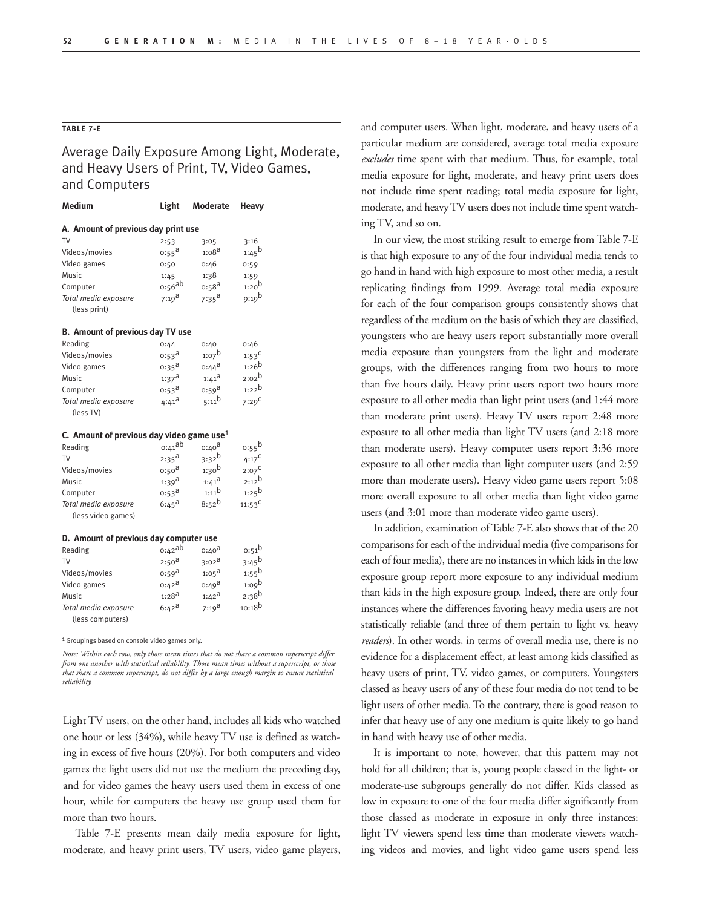**TABLE 7-E**

## Average Daily Exposure Among Light, Moderate, and Heavy Users of Print, TV, Video Games, and Computers

| Medium | Light | Moderate | Heavy |
|---|---|---|---|
| **A. Amount of previous day print use** | | | |
| TV | 2:53 | 3:05 | 3:16 |
| Videos/movies | 0:55[a] | 1:08[a] | 1:45[b] |
| Video games | 0:50 | 0:46 | 0:59 |
| Music | 1:45 | 1:38 | 1:59 |
| Computer | 0:56[ab] | 0:58[a] | 1:20[b] |
| *Total media exposure (less print)* | 7:19[a] | 7:35[a] | 9:19[b] |
| **B. Amount of previous day TV use** | | | |
| Reading | 0:44 | 0:40 | 0:46 |
| Videos/movies | 0:53[a] | 1:07[b] | 1:53[c] |
| Video games | 0:35[a] | 0:44[a] | 1:26[b] |
| Music | 1:37[a] | 1:41[a] | 2:02[b] |
| Computer | 0:53[a] | 0:59[a] | 1:22[b] |
| *Total media exposure (less TV)* | 4:41[a] | 5:11[b] | 7:29[c] |
| **C. Amount of previous day video game use[1]** | | | |
| Reading | 0:41[ab] | 0:40[a] | 0:55[b] |
| TV | 2:35[a] | 3:32[b] | 4:17[c] |
| Videos/movies | 0:50[a] | 1:30[b] | 2:07[c] |
| Music | 1:39[a] | 1:41[a] | 2:12[b] |
| Computer | 0:53[a] | 1:11[b] | 1:25[b] |
| *Total media exposure (less video games)* | 6:45[a] | 8:52[b] | 11:53[c] |
| **D. Amount of previous day computer use** | | | |
| Reading | 0:42[ab] | 0:40[a] | 0:51[b] |
| TV | 2:50[a] | 3:02[a] | 3:45[b] |
| Videos/movies | 0:59[a] | 1:05[a] | 1:55[b] |
| Video games | 0:42[a] | 0:49[a] | 1:09[b] |
| Music | 1:28[a] | 1:42[a] | 2:38[b] |
| *Total media exposure (less computers)* | 6:42[a] | 7:19[a] | 10:18[b] |

[1] Groupings based on console video games only.

*Note: Within each row, only those mean times that do not share a common superscript differ from one another with statistical reliability. Those mean times without a superscript, or those that share a common superscript, do not differ by a large enough margin to ensure statistical reliability.*

Light TV users, on the other hand, includes all kids who watched one hour or less (34%), while heavy TV use is defined as watching in excess of five hours (20%). For both computers and video games the light users did not use the medium the preceding day, and for video games the heavy users used them in excess of one hour, while for computers the heavy use group used them for more than two hours.

Table 7-E presents mean daily media exposure for light, moderate, and heavy print users, TV users, video game players, and computer users. When light, moderate, and heavy users of a particular medium are considered, average total media exposure *excludes* time spent with that medium. Thus, for example, total media exposure for light, moderate, and heavy print users does not include time spent reading; total media exposure for light, moderate, and heavy TV users does not include time spent watching TV, and so on.

In our view, the most striking result to emerge from Table 7-E is that high exposure to any of the four individual media tends to go hand in hand with high exposure to most other media, a result replicating findings from 1999. Average total media exposure for each of the four comparison groups consistently shows that regardless of the medium on the basis of which they are classified, youngsters who are heavy users report substantially more overall media exposure than youngsters from the light and moderate groups, with the differences ranging from two hours to more than five hours daily. Heavy print users report two hours more exposure to all other media than light print users (and 1:44 more than moderate print users). Heavy TV users report 2:48 more exposure to all other media than light TV users (and 2:18 more than moderate users). Heavy computer users report 3:36 more exposure to all other media than light computer users (and 2:59 more than moderate users). Heavy video game users report 5:08 more overall exposure to all other media than light video game users (and 3:01 more than moderate video game users).

In addition, examination of Table 7-E also shows that of the 20 comparisons for each of the individual media (five comparisons for each of four media), there are no instances in which kids in the low exposure group report more exposure to any individual medium than kids in the high exposure group. Indeed, there are only four instances where the differences favoring heavy media users are not statistically reliable (and three of them pertain to light vs. heavy *readers*). In other words, in terms of overall media use, there is no evidence for a displacement effect, at least among kids classified as heavy users of print, TV, video games, or computers. Youngsters classed as heavy users of any of these four media do not tend to be light users of other media. To the contrary, there is good reason to infer that heavy use of any one medium is quite likely to go hand in hand with heavy use of other media.

It is important to note, however, that this pattern may not hold for all children; that is, young people classed in the light- or moderate-use subgroups generally do not differ. Kids classed as low in exposure to one of the four media differ significantly from those classed as moderate in exposure in only three instances: light TV viewers spend less time than moderate viewers watching videos and movies, and light video game users spend less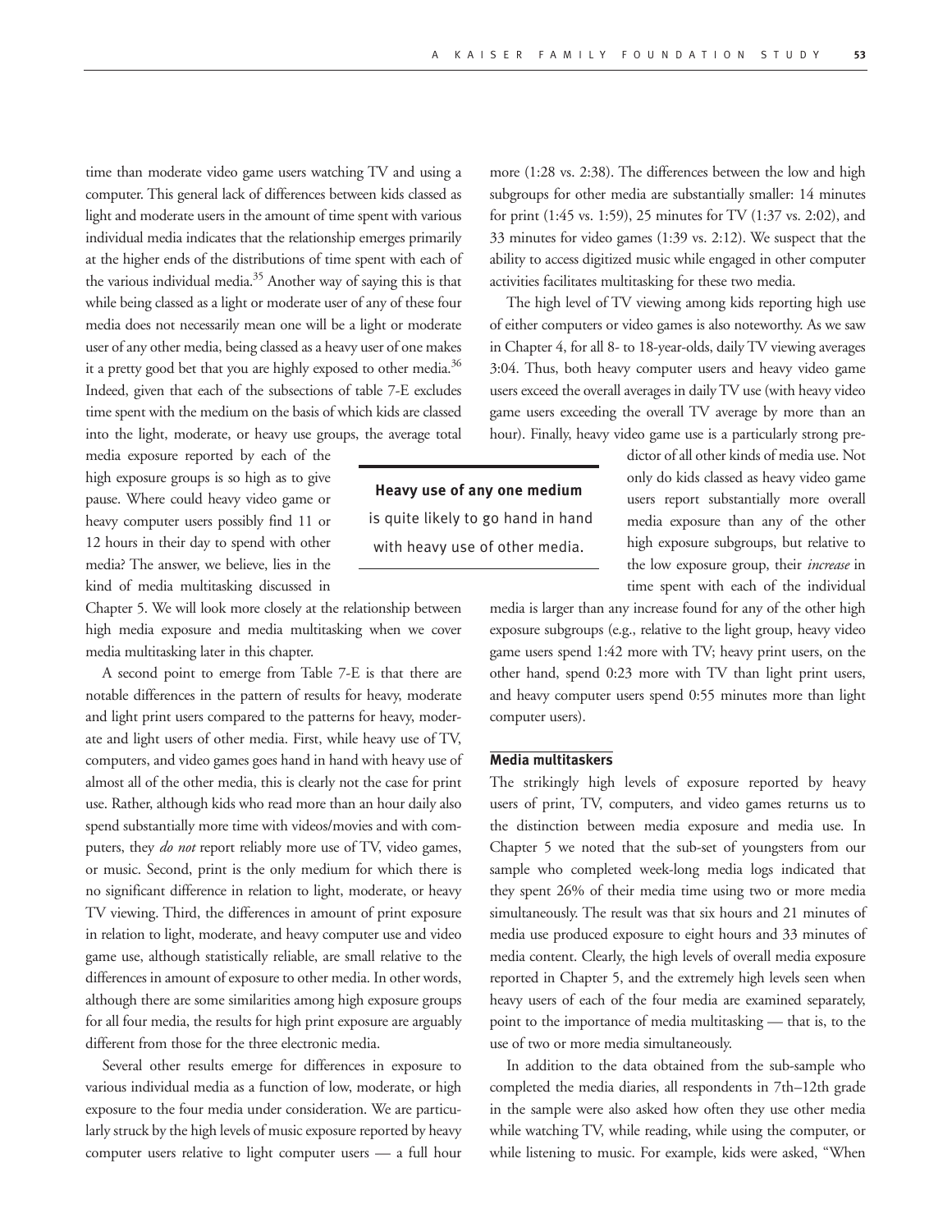time than moderate video game users watching TV and using a computer. This general lack of differences between kids classed as light and moderate users in the amount of time spent with various individual media indicates that the relationship emerges primarily at the higher ends of the distributions of time spent with each of the various individual media.[35] Another way of saying this is that while being classed as a light or moderate user of any of these four media does not necessarily mean one will be a light or moderate user of any other media, being classed as a heavy user of one makes it a pretty good bet that you are highly exposed to other media.[36] Indeed, given that each of the subsections of table 7-E excludes time spent with the medium on the basis of which kids are classed into the light, moderate, or heavy use groups, the average total media exposure reported by each of the high exposure groups is so high as to give pause. Where could heavy video game or heavy computer users possibly find 11 or 12 hours in their day to spend with other media? The answer, we believe, lies in the kind of media multitasking discussed in Chapter 5. We will look more closely at the relationship between high media exposure and media multitasking when we cover media multitasking later in this chapter.

A second point to emerge from Table 7-E is that there are notable differences in the pattern of results for heavy, moderate and light print users compared to the patterns for heavy, moderate and light users of other media. First, while heavy use of TV, computers, and video games goes hand in hand with heavy use of almost all of the other media, this is clearly not the case for print use. Rather, although kids who read more than an hour daily also spend substantially more time with videos/movies and with computers, they *do not* report reliably more use of TV, video games, or music. Second, print is the only medium for which there is no significant difference in relation to light, moderate, or heavy TV viewing. Third, the differences in amount of print exposure in relation to light, moderate, and heavy computer use and video game use, although statistically reliable, are small relative to the differences in amount of exposure to other media. In other words, although there are some similarities among high exposure groups for all four media, the results for high print exposure are arguably different from those for the three electronic media.

Several other results emerge for differences in exposure to various individual media as a function of low, moderate, or high exposure to the four media under consideration. We are particularly struck by the high levels of music exposure reported by heavy computer users relative to light computer users — a full hour more (1:28 vs. 2:38). The differences between the low and high subgroups for other media are substantially smaller: 14 minutes for print (1:45 vs. 1:59), 25 minutes for TV (1:37 vs. 2:02), and 33 minutes for video games (1:39 vs. 2:12). We suspect that the ability to access digitized music while engaged in other computer activities facilitates multitasking for these two media.

The high level of TV viewing among kids reporting high use of either computers or video games is also noteworthy. As we saw in Chapter 4, for all 8- to 18-year-olds, daily TV viewing averages 3:04. Thus, both heavy computer users and heavy video game users exceed the overall averages in daily TV use (with heavy video game users exceeding the overall TV average by more than an hour). Finally, heavy video game use is a particularly strong predictor of all other kinds of media use. Not only do kids classed as heavy video game users report substantially more overall media exposure than any of the other high exposure subgroups, but relative to the low exposure group, their *increase* in time spent with each of the individual media is larger than any increase found for any of the other high exposure subgroups (e.g., relative to the light group, heavy video game users spend 1:42 more with TV; heavy print users, on the other hand, spend 0:23 more with TV than light print users, and heavy computer users spend 0:55 minutes more than light computer users).

> **Heavy use of any one medium** is quite likely to go hand in hand with heavy use of other media.

### Media multitaskers

The strikingly high levels of exposure reported by heavy users of print, TV, computers, and video games returns us to the distinction between media exposure and media use. In Chapter 5 we noted that the sub-set of youngsters from our sample who completed week-long media logs indicated that they spent 26% of their media time using two or more media simultaneously. The result was that six hours and 21 minutes of media use produced exposure to eight hours and 33 minutes of media content. Clearly, the high levels of overall media exposure reported in Chapter 5, and the extremely high levels seen when heavy users of each of the four media are examined separately, point to the importance of media multitasking — that is, to the use of two or more media simultaneously.

In addition to the data obtained from the sub-sample who completed the media diaries, all respondents in 7th–12th grade in the sample were also asked how often they use other media while watching TV, while reading, while using the computer, or while listening to music. For example, kids were asked, "When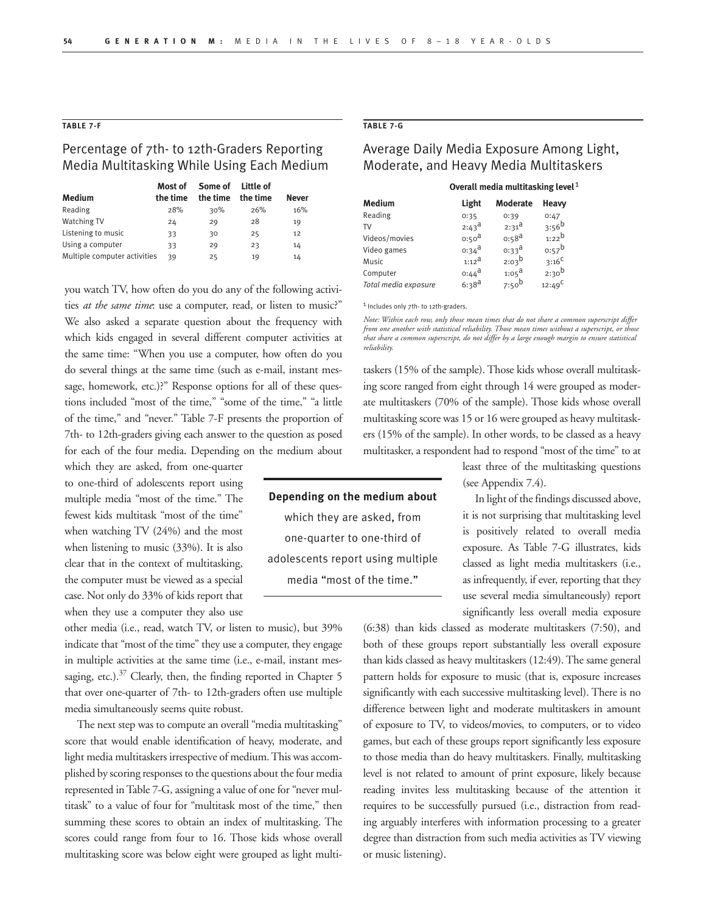**TABLE 7-F**

## Percentage of 7th- to 12th-Graders Reporting Media Multitasking While Using Each Medium

| Medium | Most of the time | Some of the time | Little of the time | Never |
|---|---|---|---|---|
| Reading | 28% | 30% | 26% | 16% |
| Watching TV | 24 | 29 | 28 | 19 |
| Listening to music | 33 | 30 | 25 | 12 |
| Using a computer | 33 | 29 | 23 | 14 |
| Multiple computer activities | 39 | 25 | 19 | 14 |

you watch TV, how often do you do any of the following activities *at the same time*: use a computer, read, or listen to music?" We also asked a separate question about the frequency with which kids engaged in several different computer activities at the same time: "When you use a computer, how often do you do several things at the same time (such as e-mail, instant message, homework, etc.)?" Response options for all of these questions included "most of the time," "some of the time," "a little of the time," and "never." Table 7-F presents the proportion of 7th- to 12th-graders giving each answer to the question as posed for each of the four media. Depending on the medium about which they are asked, from one-quarter to one-third of adolescents report using multiple media "most of the time." The fewest kids multitask "most of the time" when watching TV (24%) and the most when listening to music (33%). It is also clear that in the context of multitasking, the computer must be viewed as a special case. Not only do 33% of kids report that when they use a computer they also use other media (i.e., read, watch TV, or listen to music), but 39% indicate that "most of the time" they use a computer, they engage in multiple activities at the same time (i.e., e-mail, instant messaging, etc.).[37] Clearly, then, the finding reported in Chapter 5 that over one-quarter of 7th- to 12th-graders often use multiple media simultaneously seems quite robust.

> **Depending on the medium about** which they are asked, from one-quarter to one-third of adolescents report using multiple media "most of the time."

The next step was to compute an overall "media multitasking" score that would enable identification of heavy, moderate, and light media multitaskers irrespective of medium. This was accomplished by scoring responses to the questions about the four media represented in Table 7-G, assigning a value of one for "never multitask" to a value of four for "multitask most of the time," then summing these scores to obtain an index of multitasking. The scores could range from four to 16. Those kids whose overall multitasking score was below eight were grouped as light multitaskers (15% of the sample). Those kids whose overall multitasking score ranged from eight through 14 were grouped as moderate multitaskers (70% of the sample). Those kids whose overall multitasking score was 15 or 16 were grouped as heavy multitaskers (15% of the sample). In other words, to be classed as a heavy multitasker, a respondent had to respond "most of the time" to at least three of the multitasking questions (see Appendix 7.4).

**TABLE 7-G**

## Average Daily Media Exposure Among Light, Moderate, and Heavy Media Multitaskers

| | Overall media multitasking level[1] | | |
|---|---|---|---|
| **Medium** | **Light** | **Moderate** | **Heavy** |
| Reading | 0:35 | 0:39 | 0:47 |
| TV | 2:43[a] | 2:31[a] | 3:56[b] |
| Videos/movies | 0:50[a] | 0:58[a] | 1:22[b] |
| Video games | 0:34[a] | 0:33[a] | 0:57[b] |
| Music | 1:12[a] | 2:03[b] | 3:16[c] |
| Computer | 0:44[a] | 1:05[a] | 2:30[b] |
| *Total media exposure* | 6:38[a] | 7:50[b] | 12:49[c] |

[1] Includes only 7th- to 12th-graders.

*Note: Within each row, only those mean times that do not share a common superscript differ from one another with statistical reliability. Those mean times without a superscript, or those that share a common superscript, do not differ by a large enough margin to ensure statistical reliability.*

In light of the findings discussed above, it is not surprising that multitasking level is positively related to overall media exposure. As Table 7-G illustrates, kids classed as light media multitaskers (i.e., as infrequently, if ever, reporting that they use several media simultaneously) report significantly less overall media exposure (6:38) than kids classed as moderate multitaskers (7:50), and both of these groups report substantially less overall exposure than kids classed as heavy multitaskers (12:49). The same general pattern holds for exposure to music (that is, exposure increases significantly with each successive multitasking level). There is no difference between light and moderate multitaskers in amount of exposure to TV, to videos/movies, to computers, or to video games, but each of these groups report significantly less exposure to those media than do heavy multitaskers. Finally, multitasking level is not related to amount of print exposure, likely because reading invites less multitasking because of the attention it requires to be successfully pursued (i.e., distraction from reading arguably interferes with information processing to a greater degree than distraction from such media activities as TV viewing or music listening).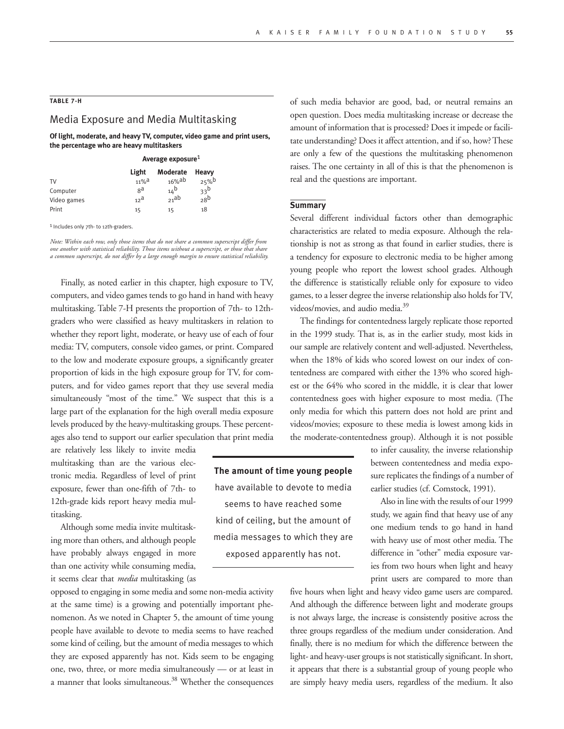**TABLE 7-H**

## Media Exposure and Media Multitasking

**Of light, moderate, and heavy TV, computer, video game and print users, the percentage who are heavy multitaskers**

| | Average exposure[1] | | |
|---|---|---|---|
| | **Light** | **Moderate** | **Heavy** |
| TV | 11%[a] | 16%[ab] | 25%[b] |
| Computer | 8[a] | 14[b] | 33[b] |
| Video games | 12[a] | 21[ab] | 28[b] |
| Print | 15 | 15 | 18 |

[1] Includes only 7th- to 12th-graders.

*Note: Within each row, only those items that do not share a common superscript differ from one another with statistical reliability. Those items without a superscript, or those that share a common superscript, do not differ by a large enough margin to ensure statistical reliability.*

Finally, as noted earlier in this chapter, high exposure to TV, computers, and video games tends to go hand in hand with heavy multitasking. Table 7-H presents the proportion of 7th- to 12th-graders who were classified as heavy multitaskers in relation to whether they report light, moderate, or heavy use of each of four media: TV, computers, console video games, or print. Compared to the low and moderate exposure groups, a significantly greater proportion of kids in the high exposure group for TV, for computers, and for video games report that they use several media simultaneously "most of the time." We suspect that this is a large part of the explanation for the high overall media exposure levels produced by the heavy-multitasking groups. These percentages also tend to support our earlier speculation that print media are relatively less likely to invite media multitasking than are the various electronic media. Regardless of level of print exposure, fewer than one-fifth of 7th- to 12th-grade kids report heavy media multitasking.

Although some media invite multitasking more than others, and although people have probably always engaged in more than one activity while consuming media, it seems clear that *media* multitasking (as opposed to engaging in some media and some non-media activity at the same time) is a growing and potentially important phenomenon. As we noted in Chapter 5, the amount of time young people have available to devote to media seems to have reached some kind of ceiling, but the amount of media messages to which they are exposed apparently has not. Kids seem to be engaging one, two, three, or more media simultaneously — or at least in a manner that looks simultaneous.[38] Whether the consequences of such media behavior are good, bad, or neutral remains an open question. Does media multitasking increase or decrease the amount of information that is processed? Does it impede or facilitate understanding? Does it affect attention, and if so, how? These are only a few of the questions the multitasking phenomenon raises. The one certainty in all of this is that the phenomenon is real and the questions are important.

> **The amount of time young people** have available to devote to media seems to have reached some kind of ceiling, but the amount of media messages to which they are exposed apparently has not.

### Summary

Several different individual factors other than demographic characteristics are related to media exposure. Although the relationship is not as strong as that found in earlier studies, there is a tendency for exposure to electronic media to be higher among young people who report the lowest school grades. Although the difference is statistically reliable only for exposure to video games, to a lesser degree the inverse relationship also holds for TV, videos/movies, and audio media.[39]

The findings for contentedness largely replicate those reported in the 1999 study. That is, as in the earlier study, most kids in our sample are relatively content and well-adjusted. Nevertheless, when the 18% of kids who scored lowest on our index of contentedness are compared with either the 13% who scored highest or the 64% who scored in the middle, it is clear that lower contentedness goes with higher exposure to most media. (The only media for which this pattern does not hold are print and videos/movies; exposure to these media is lowest among kids in the moderate-contentedness group). Although it is not possible to infer causality, the inverse relationship between contentedness and media exposure replicates the findings of a number of earlier studies (cf. Comstock, 1991).

Also in line with the results of our 1999 study, we again find that heavy use of any one medium tends to go hand in hand with heavy use of most other media. The difference in "other" media exposure varies from two hours when light and heavy print users are compared to more than five hours when light and heavy video game users are compared. And although the difference between light and moderate groups is not always large, the increase is consistently positive across the three groups regardless of the medium under consideration. And finally, there is no medium for which the difference between the light- and heavy-user groups is not statistically significant. In short, it appears that there is a substantial group of young people who are simply heavy media users, regardless of the medium. It also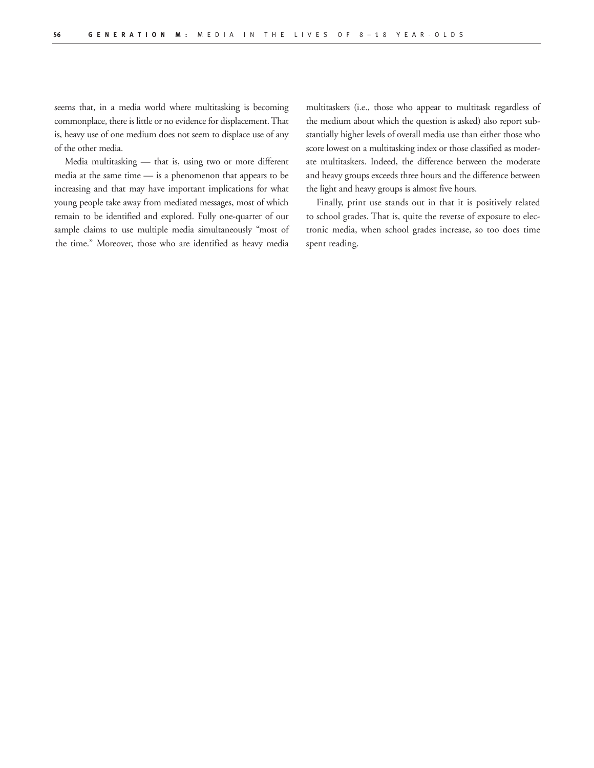seems that, in a media world where multitasking is becoming commonplace, there is little or no evidence for displacement. That is, heavy use of one medium does not seem to displace use of any of the other media.

Media multitasking — that is, using two or more different media at the same time — is a phenomenon that appears to be increasing and that may have important implications for what young people take away from mediated messages, most of which remain to be identified and explored. Fully one-quarter of our sample claims to use multiple media simultaneously "most of the time." Moreover, those who are identified as heavy media multitaskers (i.e., those who appear to multitask regardless of the medium about which the question is asked) also report substantially higher levels of overall media use than either those who score lowest on a multitasking index or those classified as moderate multitaskers. Indeed, the difference between the moderate and heavy groups exceeds three hours and the difference between the light and heavy groups is almost five hours.

Finally, print use stands out in that it is positively related to school grades. That is, quite the reverse of exposure to electronic media, when school grades increase, so too does time spent reading.